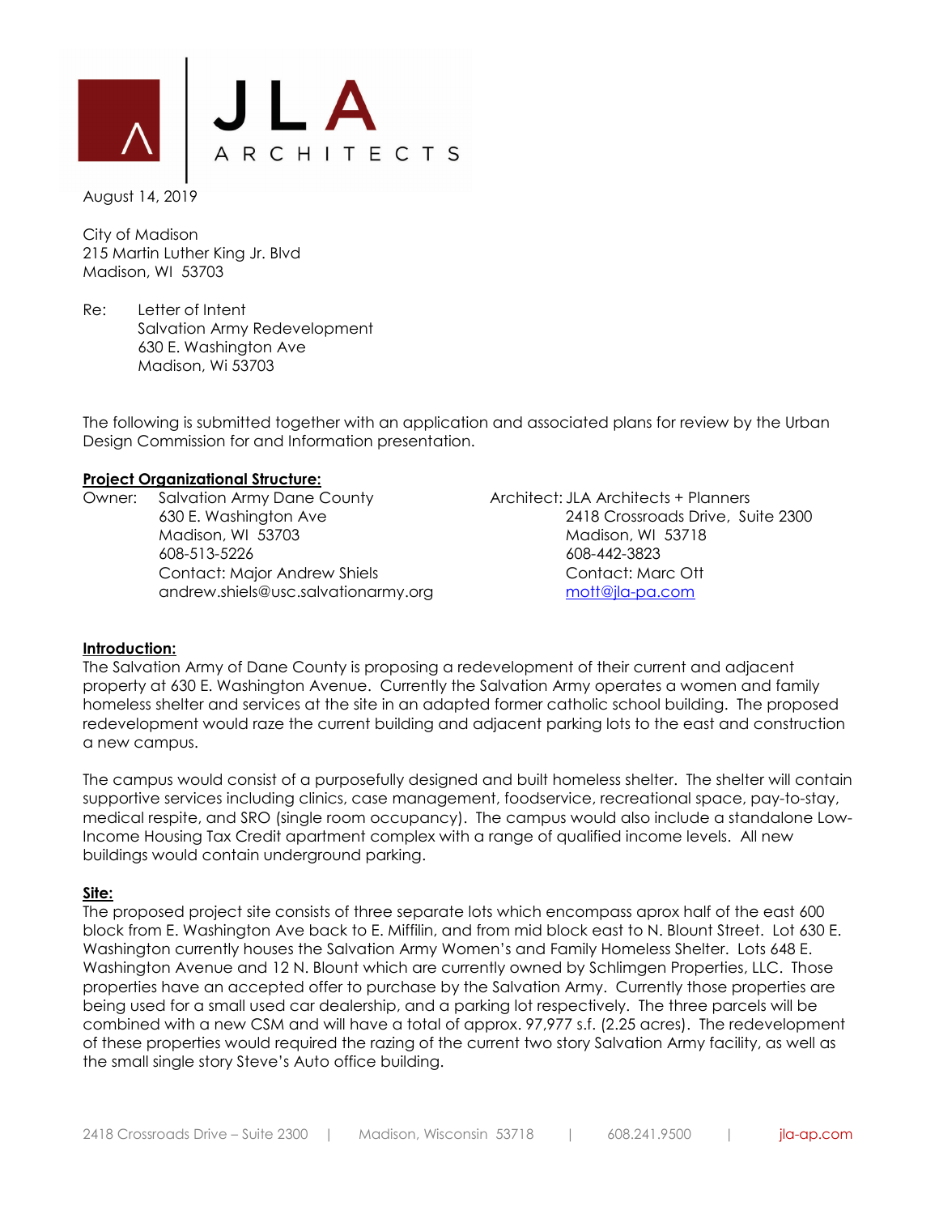JLA ARCHITECTS

August 14, 2019

City of Madison
215 Martin Luther King Jr. Blvd
Madison, WI 53703

Re: Letter of Intent
Salvation Army Redevelopment
630 E. Washington Ave
Madison, Wi 53703

The following is submitted together with an application and associated plans for review by the Urban Design Commission for and Information presentation.

**Project Organizational Structure:**

Owner: Salvation Army Dane County
630 E. Washington Ave
Madison, WI 53703
608-513-5226
Contact: Major Andrew Shiels
andrew.shiels@usc.salvationarmy.org

Architect: JLA Architects + Planners
2418 Crossroads Drive, Suite 2300
Madison, WI 53718
608-442-3823
Contact: Marc Ott
mott@jla-pa.com

**Introduction:**

The Salvation Army of Dane County is proposing a redevelopment of their current and adjacent property at 630 E. Washington Avenue. Currently the Salvation Army operates a women and family homeless shelter and services at the site in an adapted former catholic school building. The proposed redevelopment would raze the current building and adjacent parking lots to the east and construction a new campus.

The campus would consist of a purposefully designed and built homeless shelter. The shelter will contain supportive services including clinics, case management, foodservice, recreational space, pay-to-stay, medical respite, and SRO (single room occupancy). The campus would also include a standalone Low-Income Housing Tax Credit apartment complex with a range of qualified income levels. All new buildings would contain underground parking.

**Site:**

The proposed project site consists of three separate lots which encompass aprox half of the east 600 block from E. Washington Ave back to E. Miffilin, and from mid block east to N. Blount Street. Lot 630 E. Washington currently houses the Salvation Army Women's and Family Homeless Shelter. Lots 648 E. Washington Avenue and 12 N. Blount which are currently owned by Schlimgen Properties, LLC. Those properties have an accepted offer to purchase by the Salvation Army. Currently those properties are being used for a small used car dealership, and a parking lot respectively. The three parcels will be combined with a new CSM and will have a total of approx. 97,977 s.f. (2.25 acres). The redevelopment of these properties would required the razing of the current two story Salvation Army facility, as well as the small single story Steve's Auto office building.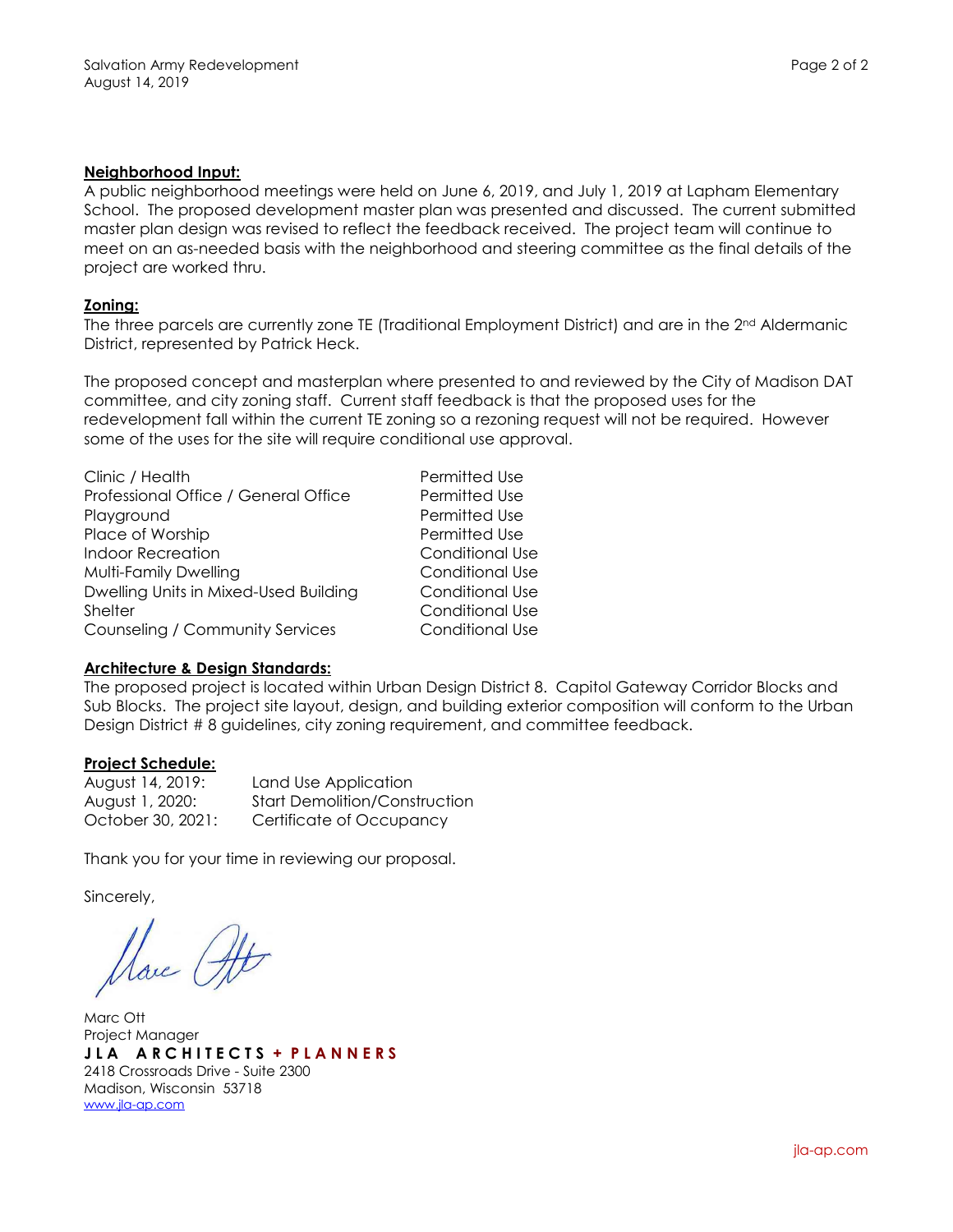**Neighborhood Input:**

A public neighborhood meetings were held on June 6, 2019, and July 1, 2019 at Lapham Elementary School. The proposed development master plan was presented and discussed. The current submitted master plan design was revised to reflect the feedback received. The project team will continue to meet on an as-needed basis with the neighborhood and steering committee as the final details of the project are worked thru.

**Zoning:**

The three parcels are currently zone TE (Traditional Employment District) and are in the 2nd Aldermanic District, represented by Patrick Heck.

The proposed concept and masterplan where presented to and reviewed by the City of Madison DAT committee, and city zoning staff. Current staff feedback is that the proposed uses for the redevelopment fall within the current TE zoning so a rezoning request will not be required. However some of the uses for the site will require conditional use approval.

| | |
|---|---|
| Clinic / Health | Permitted Use |
| Professional Office / General Office | Permitted Use |
| Playground | Permitted Use |
| Place of Worship | Permitted Use |
| Indoor Recreation | Conditional Use |
| Multi-Family Dwelling | Conditional Use |
| Dwelling Units in Mixed-Used Building | Conditional Use |
| Shelter | Conditional Use |
| Counseling / Community Services | Conditional Use |

**Architecture & Design Standards:**

The proposed project is located within Urban Design District 8. Capitol Gateway Corridor Blocks and Sub Blocks. The project site layout, design, and building exterior composition will conform to the Urban Design District # 8 guidelines, city zoning requirement, and committee feedback.

**Project Schedule:**

| | |
|---|---|
| August 14, 2019: | Land Use Application |
| August 1, 2020: | Start Demolition/Construction |
| October 30, 2021: | Certificate of Occupancy |

Thank you for your time in reviewing our proposal.

Sincerely,

Marc Ott
Project Manager
**JLA ARCHITECTS + PLANNERS**
2418 Crossroads Drive - Suite 2300
Madison, Wisconsin 53718
www.jla-ap.com